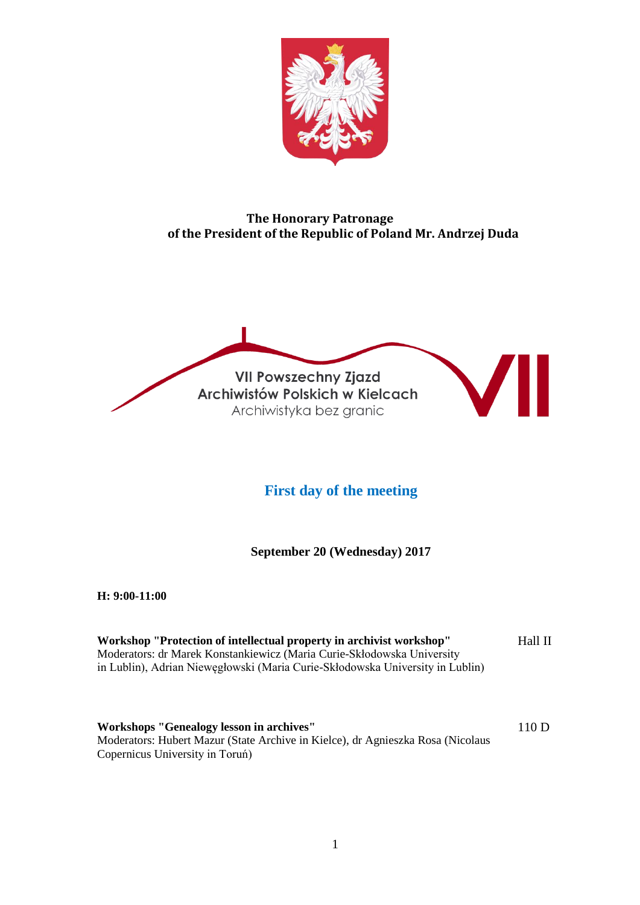**The Honorary Patronage**
**of the President of the Republic of Poland Mr. Andrzej Duda**

VII Powszechny Zjazd
Archiwistów Polskich w Kielcach
Archiwistyka bez granic

## First day of the meeting

**September 20 (Wednesday) 2017**

**H: 9:00-11:00**

**Workshop "Protection of intellectual property in archivist workshop"** — Hall II
Moderators: dr Marek Konstankiewicz (Maria Curie-Skłodowska University in Lublin), Adrian Niewęgłowski (Maria Curie-Skłodowska University in Lublin)

**Workshops "Genealogy lesson in archives"** — 110 D
Moderators: Hubert Mazur (State Archive in Kielce), dr Agnieszka Rosa (Nicolaus Copernicus University in Toruń)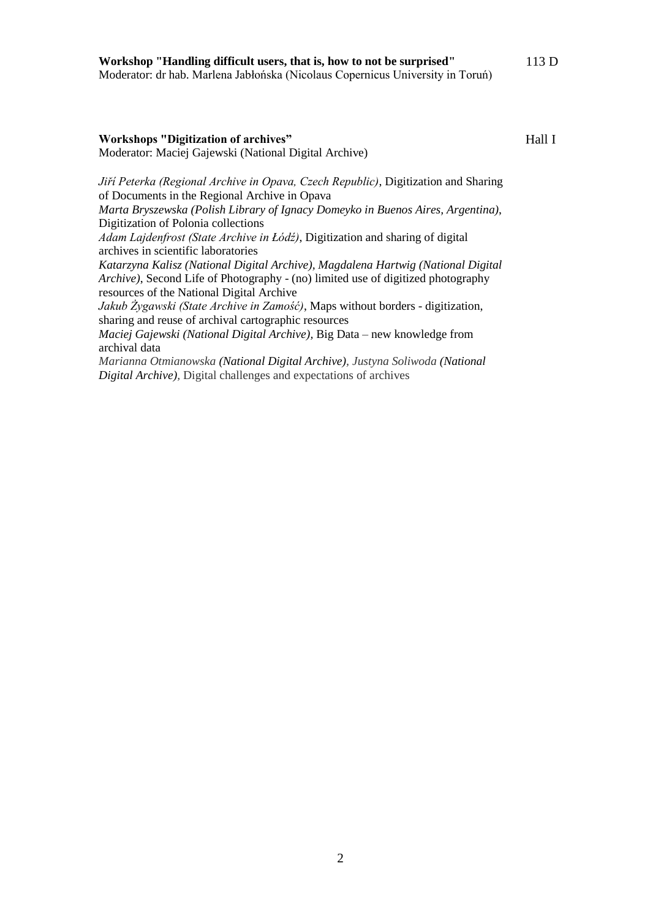**Workshop "Handling difficult users, that is, how to not be surprised"** 113 D

Moderator: dr hab. Marlena Jabłońska (Nicolaus Copernicus University in Toruń)

**Workshops "Digitization of archives"** Hall I

Moderator: Maciej Gajewski (National Digital Archive)

*Jiří Peterka (Regional Archive in Opava, Czech Republic)*, Digitization and Sharing of Documents in the Regional Archive in Opava

*Marta Bryszewska (Polish Library of Ignacy Domeyko in Buenos Aires, Argentina)*, Digitization of Polonia collections

*Adam Lajdenfrost (State Archive in Łódź)*, Digitization and sharing of digital archives in scientific laboratories

*Katarzyna Kalisz (National Digital Archive), Magdalena Hartwig (National Digital Archive)*, Second Life of Photography - (no) limited use of digitized photography resources of the National Digital Archive

*Jakub Żygawski (State Archive in Zamość)*, Maps without borders - digitization, sharing and reuse of archival cartographic resources

*Maciej Gajewski (National Digital Archive)*, Big Data – new knowledge from archival data

*Marianna Otmianowska (National Digital Archive), Justyna Soliwoda (National Digital Archive)*, Digital challenges and expectations of archives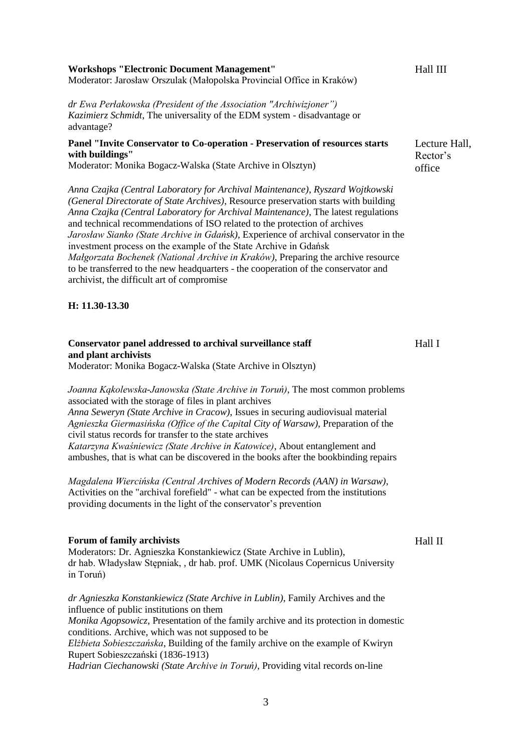**Workshops "Electronic Document Management"** — Hall III

Moderator: Jarosław Orszulak (Małopolska Provincial Office in Kraków)

*dr Ewa Perłakowska (President of the Association "Archiwizjoner")*
*Kazimierz Schmidt*, The universality of the EDM system - disadvantage or advantage?

**Panel "Invite Conservator to Co-operation - Preservation of resources starts with buildings"** — Lecture Hall, Rector's office

Moderator: Monika Bogacz-Walska (State Archive in Olsztyn)

*Anna Czajka (Central Laboratory for Archival Maintenance)*, *Ryszard Wojtkowski (General Directorate of State Archives)*, Resource preservation starts with building
*Anna Czajka (Central Laboratory for Archival Maintenance)*, The latest regulations and technical recommendations of ISO related to the protection of archives
*Jarosław Sianko (State Archive in Gdańsk)*, Experience of archival conservator in the investment process on the example of the State Archive in Gdańsk
*Małgorzata Bochenek (National Archive in Kraków)*, Preparing the archive resource to be transferred to the new headquarters - the cooperation of the conservator and archivist, the difficult art of compromise

**H: 11.30-13.30**

**Conservator panel addressed to archival surveillance staff and plant archivists** — Hall I

Moderator: Monika Bogacz-Walska (State Archive in Olsztyn)

*Joanna Kąkolewska-Janowska (State Archive in Toruń)*, The most common problems associated with the storage of files in plant archives
*Anna Seweryn (State Archive in Cracow)*, Issues in securing audiovisual material
*Agnieszka Giermasińska (Office of the Capital City of Warsaw)*, Preparation of the civil status records for transfer to the state archives
*Katarzyna Kwaśniewicz (State Archive in Katowice)*, About entanglement and ambushes, that is what can be discovered in the books after the bookbinding repairs

*Magdalena Wiercińska (Central Archives of Modern Records (AAN) in Warsaw)*, Activities on the "archival forefield" - what can be expected from the institutions providing documents in the light of the conservator's prevention

**Forum of family archivists** — Hall II

Moderators: Dr. Agnieszka Konstankiewicz (State Archive in Lublin), dr hab. Władysław Stępniak, , dr hab. prof. UMK (Nicolaus Copernicus University in Toruń)

*dr Agnieszka Konstankiewicz (State Archive in Lublin)*, Family Archives and the influence of public institutions on them
*Monika Agopsowicz*, Presentation of the family archive and its protection in domestic conditions. Archive, which was not supposed to be
*Elżbieta Sobieszczańska*, Building of the family archive on the example of Kwiryn Rupert Sobieszczański (1836-1913)
*Hadrian Ciechanowski (State Archive in Toruń)*, Providing vital records on-line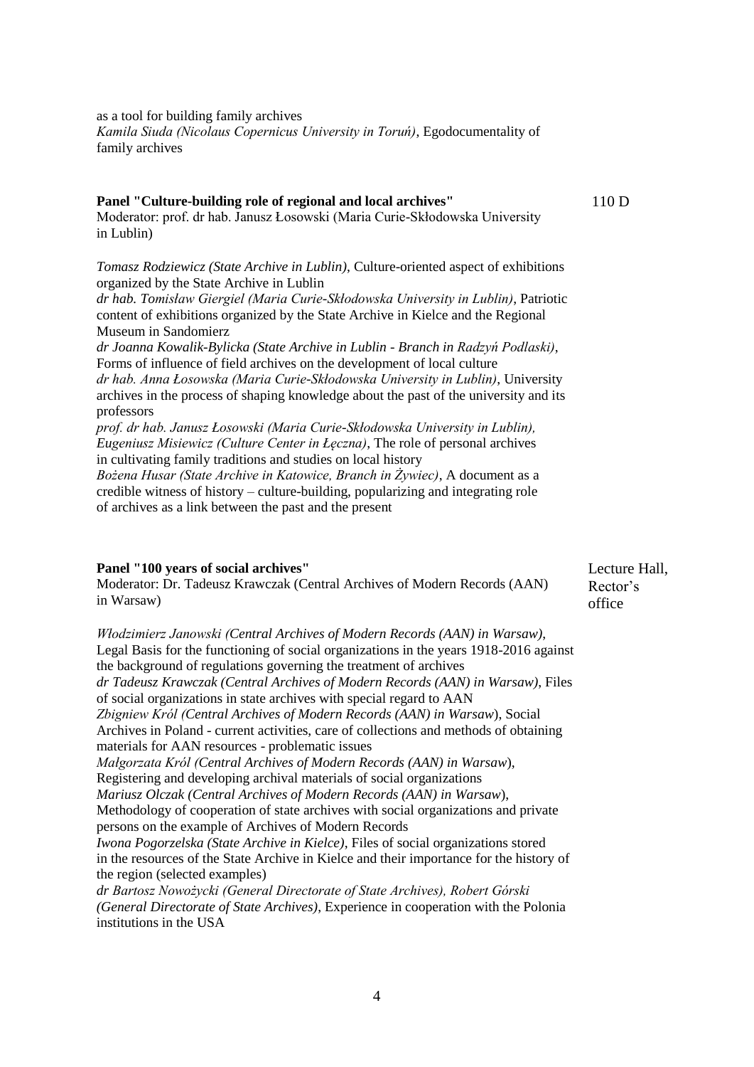as a tool for building family archives
*Kamila Siuda (Nicolaus Copernicus University in Toruń)*, Egodocumentality of family archives

**Panel "Culture-building role of regional and local archives"** — 110 D

Moderator: prof. dr hab. Janusz Łosowski (Maria Curie-Skłodowska University in Lublin)

*Tomasz Rodziewicz (State Archive in Lublin)*, Culture-oriented aspect of exhibitions organized by the State Archive in Lublin
*dr hab. Tomisław Giergiel (Maria Curie-Skłodowska University in Lublin)*, Patriotic content of exhibitions organized by the State Archive in Kielce and the Regional Museum in Sandomierz
*dr Joanna Kowalik-Bylicka (State Archive in Lublin - Branch in Radzyń Podlaski)*, Forms of influence of field archives on the development of local culture
*dr hab. Anna Łosowska (Maria Curie-Skłodowska University in Lublin)*, University archives in the process of shaping knowledge about the past of the university and its professors
*prof. dr hab. Janusz Łosowski (Maria Curie-Skłodowska University in Lublin), Eugeniusz Misiewicz (Culture Center in Łęczna)*, The role of personal archives in cultivating family traditions and studies on local history
*Bożena Husar (State Archive in Katowice, Branch in Żywiec)*, A document as a credible witness of history – culture-building, popularizing and integrating role of archives as a link between the past and the present

**Panel "100 years of social archives"** — Lecture Hall, Rector's office

Moderator: Dr. Tadeusz Krawczak (Central Archives of Modern Records (AAN) in Warsaw)

*Włodzimierz Janowski (Central Archives of Modern Records (AAN) in Warsaw)*, Legal Basis for the functioning of social organizations in the years 1918-2016 against the background of regulations governing the treatment of archives
*dr Tadeusz Krawczak (Central Archives of Modern Records (AAN) in Warsaw)*, Files of social organizations in state archives with special regard to AAN
*Zbigniew Król (Central Archives of Modern Records (AAN) in Warsaw)*, Social Archives in Poland - current activities, care of collections and methods of obtaining materials for AAN resources - problematic issues
*Małgorzata Król (Central Archives of Modern Records (AAN) in Warsaw)*, Registering and developing archival materials of social organizations
*Mariusz Olczak (Central Archives of Modern Records (AAN) in Warsaw)*, Methodology of cooperation of state archives with social organizations and private persons on the example of Archives of Modern Records
*Iwona Pogorzelska (State Archive in Kielce)*, Files of social organizations stored in the resources of the State Archive in Kielce and their importance for the history of the region (selected examples)
*dr Bartosz Nowożycki (General Directorate of State Archives), Robert Górski (General Directorate of State Archives)*, Experience in cooperation with the Polonia institutions in the USA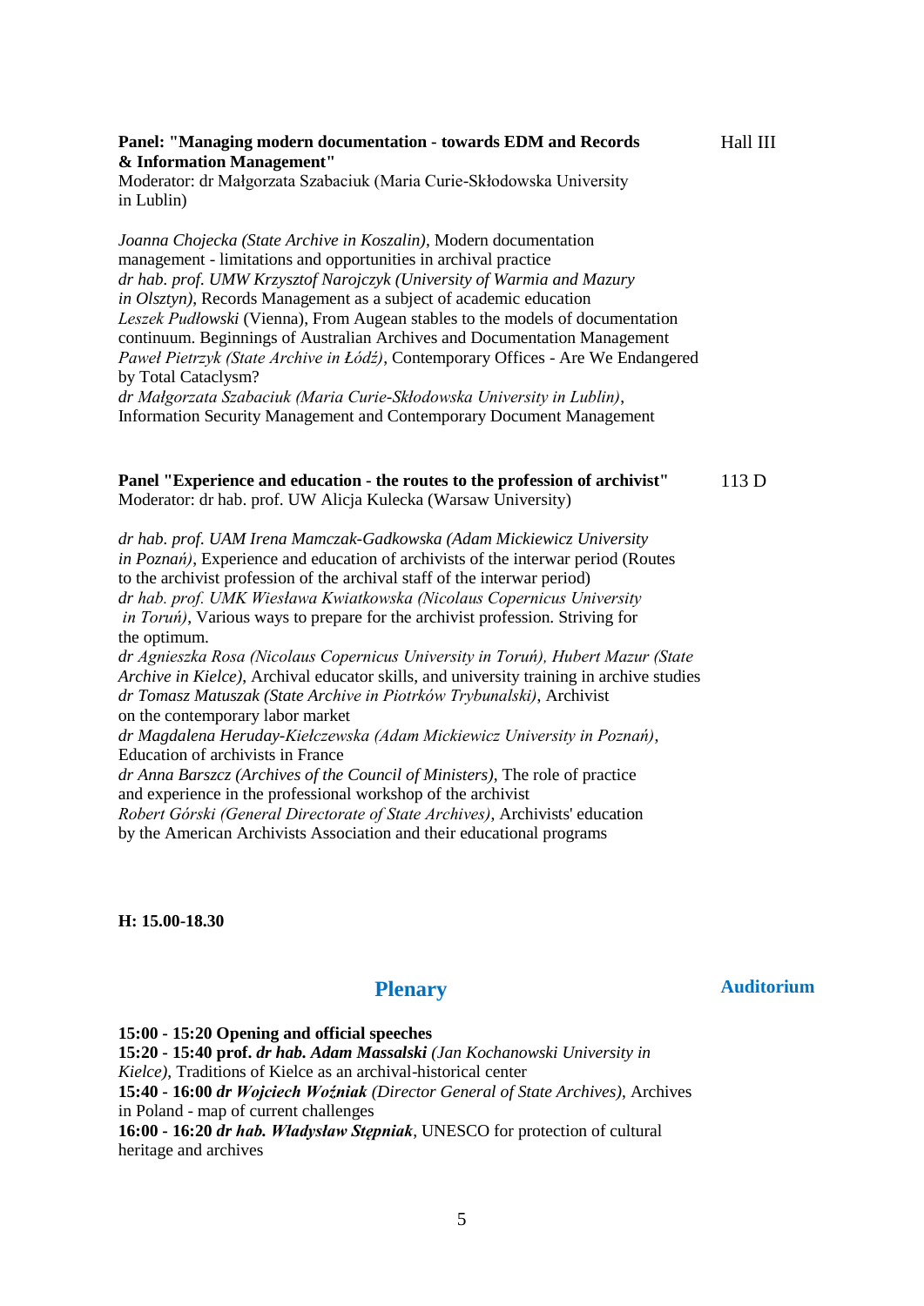**Panel: "Managing modern documentation - towards EDM and Records & Information Management"** Hall III

Moderator: dr Małgorzata Szabaciuk (Maria Curie-Skłodowska University in Lublin)

*Joanna Chojecka (State Archive in Koszalin)*, Modern documentation management - limitations and opportunities in archival practice
*dr hab. prof. UMW Krzysztof Narojczyk (University of Warmia and Mazury in Olsztyn)*, Records Management as a subject of academic education
*Leszek Pudłowski* (Vienna), From Augean stables to the models of documentation continuum. Beginnings of Australian Archives and Documentation Management
*Paweł Pietrzyk (State Archive in Łódź)*, Contemporary Offices - Are We Endangered by Total Cataclysm?
*dr Małgorzata Szabaciuk (Maria Curie-Skłodowska University in Lublin)*, Information Security Management and Contemporary Document Management

**Panel "Experience and education - the routes to the profession of archivist"** 113 D

Moderator: dr hab. prof. UW Alicja Kulecka (Warsaw University)

*dr hab. prof. UAM Irena Mamczak-Gadkowska (Adam Mickiewicz University in Poznań)*, Experience and education of archivists of the interwar period (Routes to the archivist profession of the archival staff of the interwar period)
*dr hab. prof. UMK Wiesława Kwiatkowska (Nicolaus Copernicus University in Toruń)*, Various ways to prepare for the archivist profession. Striving for the optimum.
*dr Agnieszka Rosa (Nicolaus Copernicus University in Toruń), Hubert Mazur (State Archive in Kielce)*, Archival educator skills, and university training in archive studies
*dr Tomasz Matuszak (State Archive in Piotrków Trybunalski)*, Archivist on the contemporary labor market
*dr Magdalena Heruday-Kiełczewska (Adam Mickiewicz University in Poznań)*, Education of archivists in France
*dr Anna Barszcz (Archives of the Council of Ministers)*, The role of practice and experience in the professional workshop of the archivist
*Robert Górski (General Directorate of State Archives)*, Archivists' education by the American Archivists Association and their educational programs

**H: 15.00-18.30**

## Plenary

**Auditorium**

**15:00 - 15:20 Opening and official speeches**
**15:20 - 15:40 prof. *dr hab. Adam Massalski*** *(Jan Kochanowski University in Kielce)*, Traditions of Kielce as an archival-historical center
**15:40 - 16:00 *dr Wojciech Woźniak*** *(Director General of State Archives)*, Archives in Poland - map of current challenges
**16:00 - 16:20 *dr hab. Władysław Stępniak***, UNESCO for protection of cultural heritage and archives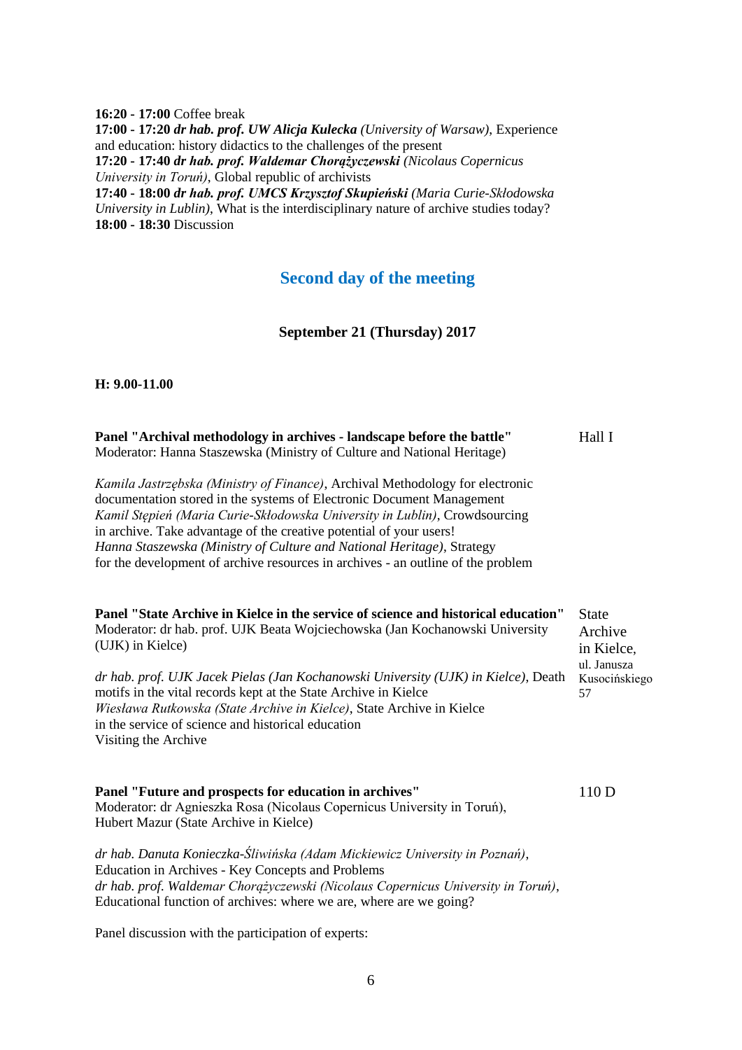**16:20 - 17:00** Coffee break
**17:00 - 17:20** ***dr hab. prof. UW Alicja Kulecka*** *(University of Warsaw)*, Experience and education: history didactics to the challenges of the present
**17:20 - 17:40** ***dr hab. prof. Waldemar Chorążyczewski*** *(Nicolaus Copernicus University in Toruń)*, Global republic of archivists
**17:40 - 18:00** ***dr hab. prof. UMCS Krzysztof Skupieński*** *(Maria Curie-Skłodowska University in Lublin)*, What is the interdisciplinary nature of archive studies today?
**18:00 - 18:30** Discussion

## Second day of the meeting

**September 21 (Thursday) 2017**

**H: 9.00-11.00**

**Panel "Archival methodology in archives - landscape before the battle"** — Hall I
Moderator: Hanna Staszewska (Ministry of Culture and National Heritage)

*Kamila Jastrzębska (Ministry of Finance)*, Archival Methodology for electronic documentation stored in the systems of Electronic Document Management
*Kamil Stępień (Maria Curie-Skłodowska University in Lublin)*, Crowdsourcing in archive. Take advantage of the creative potential of your users!
*Hanna Staszewska (Ministry of Culture and National Heritage)*, Strategy for the development of archive resources in archives - an outline of the problem

**Panel "State Archive in Kielce in the service of science and historical education"** — State Archive in Kielce, ul. Janusza Kusocińskiego 57
Moderator: dr hab. prof. UJK Beata Wojciechowska (Jan Kochanowski University (UJK) in Kielce)

*dr hab. prof. UJK Jacek Pielas (Jan Kochanowski University (UJK) in Kielce)*, Death motifs in the vital records kept at the State Archive in Kielce
*Wiesława Rutkowska (State Archive in Kielce)*, State Archive in Kielce in the service of science and historical education
Visiting the Archive

**Panel "Future and prospects for education in archives"** — 110 D
Moderator: dr Agnieszka Rosa (Nicolaus Copernicus University in Toruń), Hubert Mazur (State Archive in Kielce)

*dr hab. Danuta Konieczka-Śliwińska (Adam Mickiewicz University in Poznań)*, Education in Archives - Key Concepts and Problems
*dr hab. prof. Waldemar Chorążyczewski (Nicolaus Copernicus University in Toruń)*, Educational function of archives: where we are, where are we going?

Panel discussion with the participation of experts: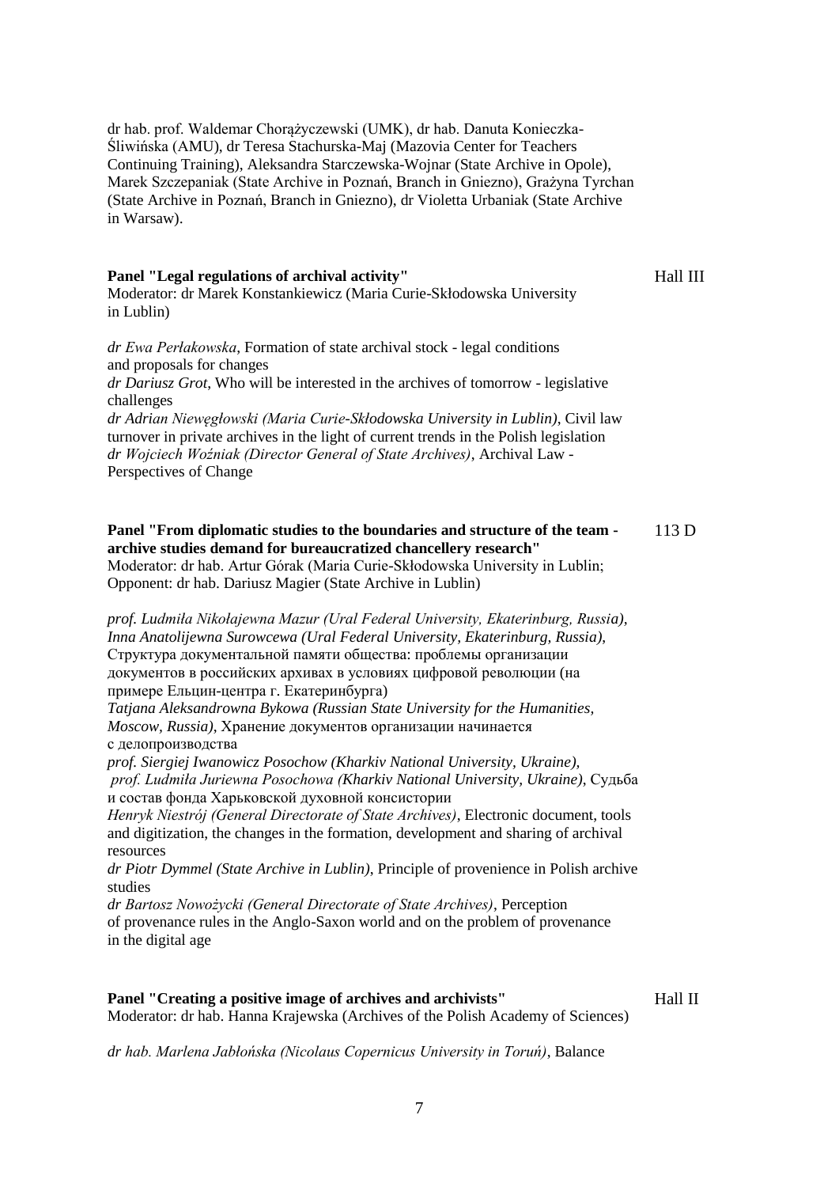dr hab. prof. Waldemar Chorążyczewski (UMK), dr hab. Danuta Konieczka-Śliwińska (AMU), dr Teresa Stachurska-Maj (Mazovia Center for Teachers Continuing Training), Aleksandra Starczewska-Wojnar (State Archive in Opole), Marek Szczepaniak (State Archive in Poznań, Branch in Gniezno), Grażyna Tyrchan (State Archive in Poznań, Branch in Gniezno), dr Violetta Urbaniak (State Archive in Warsaw).

**Panel "Legal regulations of archival activity"** Hall III

Moderator: dr Marek Konstankiewicz (Maria Curie-Skłodowska University in Lublin)

*dr Ewa Perłakowska*, Formation of state archival stock - legal conditions and proposals for changes
*dr Dariusz Grot*, Who will be interested in the archives of tomorrow - legislative challenges
*dr Adrian Niewęgłowski (Maria Curie-Skłodowska University in Lublin)*, Civil law turnover in private archives in the light of current trends in the Polish legislation
*dr Wojciech Woźniak (Director General of State Archives)*, Archival Law - Perspectives of Change

**Panel "From diplomatic studies to the boundaries and structure of the team - archive studies demand for bureaucratized chancellery research"** 113 D

Moderator: dr hab. Artur Górak (Maria Curie-Skłodowska University in Lublin; Opponent: dr hab. Dariusz Magier (State Archive in Lublin)

*prof. Ludmiła Nikołajewna Mazur (Ural Federal University, Ekaterinburg, Russia), Inna Anatolijewna Surowcewa (Ural Federal University, Ekaterinburg, Russia)*, Структура документальной памяти общества: проблемы организации документов в российских архивах в условиях цифровой революции (на примере Ельцин-центра г. Екатеринбурга)
*Tatjana Aleksandrowna Bykowa (Russian State University for the Humanities, Moscow, Russia)*, Хранение документов организации начинается с делопроизводства
*prof. Siergiej Iwanowicz Posochow (Kharkiv National University, Ukraine), prof. Ludmiła Juriewna Posochowa (Kharkiv National University, Ukraine)*, Судьба и состав фонда Харьковской духовной консистории
*Henryk Niestrój (General Directorate of State Archives)*, Electronic document, tools and digitization, the changes in the formation, development and sharing of archival resources
*dr Piotr Dymmel (State Archive in Lublin)*, Principle of provenience in Polish archive studies
*dr Bartosz Nowożycki (General Directorate of State Archives)*, Perception of provenance rules in the Anglo-Saxon world and on the problem of provenance in the digital age

**Panel "Creating a positive image of archives and archivists"** Hall II

Moderator: dr hab. Hanna Krajewska (Archives of the Polish Academy of Sciences)

*dr hab. Marlena Jabłońska (Nicolaus Copernicus University in Toruń)*, Balance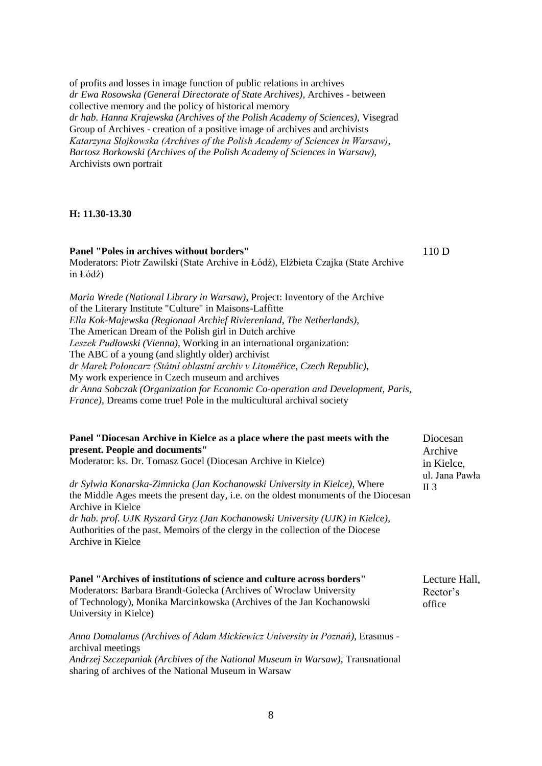of profits and losses in image function of public relations in archives
*dr Ewa Rosowska (General Directorate of State Archives)*, Archives - between collective memory and the policy of historical memory
*dr hab. Hanna Krajewska (Archives of the Polish Academy of Sciences)*, Visegrad Group of Archives - creation of a positive image of archives and archivists
*Katarzyna Słojkowska (Archives of the Polish Academy of Sciences in Warsaw)*, *Bartosz Borkowski (Archives of the Polish Academy of Sciences in Warsaw)*, Archivists own portrait

**H: 11.30-13.30**

**Panel "Poles in archives without borders"** — 110 D

Moderators: Piotr Zawilski (State Archive in Łódź), Elżbieta Czajka (State Archive in Łódź)

*Maria Wrede (National Library in Warsaw)*, Project: Inventory of the Archive of the Literary Institute "Culture" in Maisons-Laffitte
*Ella Kok-Majewska (Regionaal Archief Rivierenland, The Netherlands)*, The American Dream of the Polish girl in Dutch archive
*Leszek Pudłowski (Vienna)*, Working in an international organization: The ABC of a young (and slightly older) archivist
*dr Marek Połoncarz (Státní oblastní archiv v Litoměřice, Czech Republic)*, My work experience in Czech museum and archives
*dr Anna Sobczak (Organization for Economic Co-operation and Development, Paris, France)*, Dreams come true! Pole in the multicultural archival society

**Panel "Diocesan Archive in Kielce as a place where the past meets with the present. People and documents"** — Diocesan Archive in Kielce, ul. Jana Pawła II 3

Moderator: ks. Dr. Tomasz Gocel (Diocesan Archive in Kielce)

*dr Sylwia Konarska-Zimnicka (Jan Kochanowski University in Kielce)*, Where the Middle Ages meets the present day, i.e. on the oldest monuments of the Diocesan Archive in Kielce
*dr hab. prof. UJK Ryszard Gryz (Jan Kochanowski University (UJK) in Kielce)*, Authorities of the past. Memoirs of the clergy in the collection of the Diocese Archive in Kielce

**Panel "Archives of institutions of science and culture across borders"** — Lecture Hall, Rector's office

Moderators: Barbara Brandt-Golecka (Archives of Wroclaw University of Technology), Monika Marcinkowska (Archives of the Jan Kochanowski University in Kielce)

*Anna Domalanus (Archives of Adam Mickiewicz University in Poznań)*, Erasmus - archival meetings
*Andrzej Szczepaniak (Archives of the National Museum in Warsaw)*, Transnational sharing of archives of the National Museum in Warsaw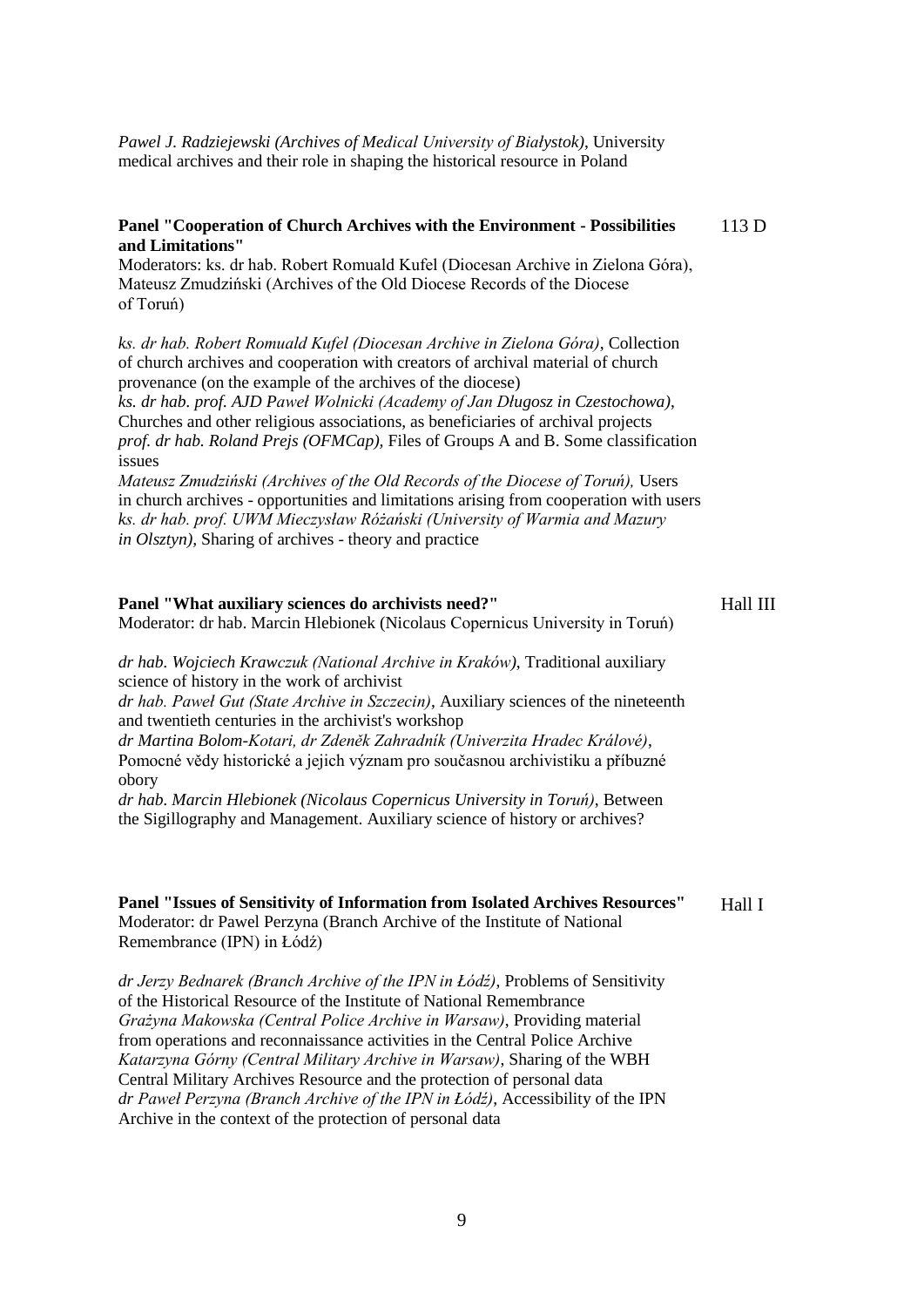*Pawel J. Radziejewski (Archives of Medical University of Białystok)*, University medical archives and their role in shaping the historical resource in Poland

**Panel "Cooperation of Church Archives with the Environment - Possibilities and Limitations"** 113 D

Moderators: ks. dr hab. Robert Romuald Kufel (Diocesan Archive in Zielona Góra), Mateusz Zmudziński (Archives of the Old Diocese Records of the Diocese of Toruń)

*ks. dr hab. Robert Romuald Kufel (Diocesan Archive in Zielona Góra)*, Collection of church archives and cooperation with creators of archival material of church provenance (on the example of the archives of the diocese)
*ks. dr hab. prof. AJD Paweł Wolnicki (Academy of Jan Długosz in Czestochowa)*, Churches and other religious associations, as beneficiaries of archival projects
*prof. dr hab. Roland Prejs (OFMCap)*, Files of Groups A and B. Some classification issues
*Mateusz Zmudziński (Archives of the Old Records of the Diocese of Toruń),* Users in church archives - opportunities and limitations arising from cooperation with users
*ks. dr hab. prof. UWM Mieczysław Różański (University of Warmia and Mazury in Olsztyn)*, Sharing of archives - theory and practice

**Panel "What auxiliary sciences do archivists need?"** Hall III

Moderator: dr hab. Marcin Hlebionek (Nicolaus Copernicus University in Toruń)

*dr hab. Wojciech Krawczuk (National Archive in Kraków)*, Traditional auxiliary science of history in the work of archivist
*dr hab. Paweł Gut (State Archive in Szczecin)*, Auxiliary sciences of the nineteenth and twentieth centuries in the archivist's workshop
*dr Martina Bolom-Kotari, dr Zdeněk Zahradník (Univerzita Hradec Králové)*, Pomocné vědy historické a jejich význam pro současnou archivistiku a příbuzné obory
*dr hab. Marcin Hlebionek (Nicolaus Copernicus University in Toruń)*, Between the Sigillography and Management. Auxiliary science of history or archives?

**Panel "Issues of Sensitivity of Information from Isolated Archives Resources"** Hall I

Moderator: dr Pawel Perzyna (Branch Archive of the Institute of National Remembrance (IPN) in Łódź)

*dr Jerzy Bednarek (Branch Archive of the IPN in Łódź)*, Problems of Sensitivity of the Historical Resource of the Institute of National Remembrance
*Grażyna Makowska (Central Police Archive in Warsaw)*, Providing material from operations and reconnaissance activities in the Central Police Archive
*Katarzyna Górny (Central Military Archive in Warsaw)*, Sharing of the WBH Central Military Archives Resource and the protection of personal data
*dr Paweł Perzyna (Branch Archive of the IPN in Łódź)*, Accessibility of the IPN Archive in the context of the protection of personal data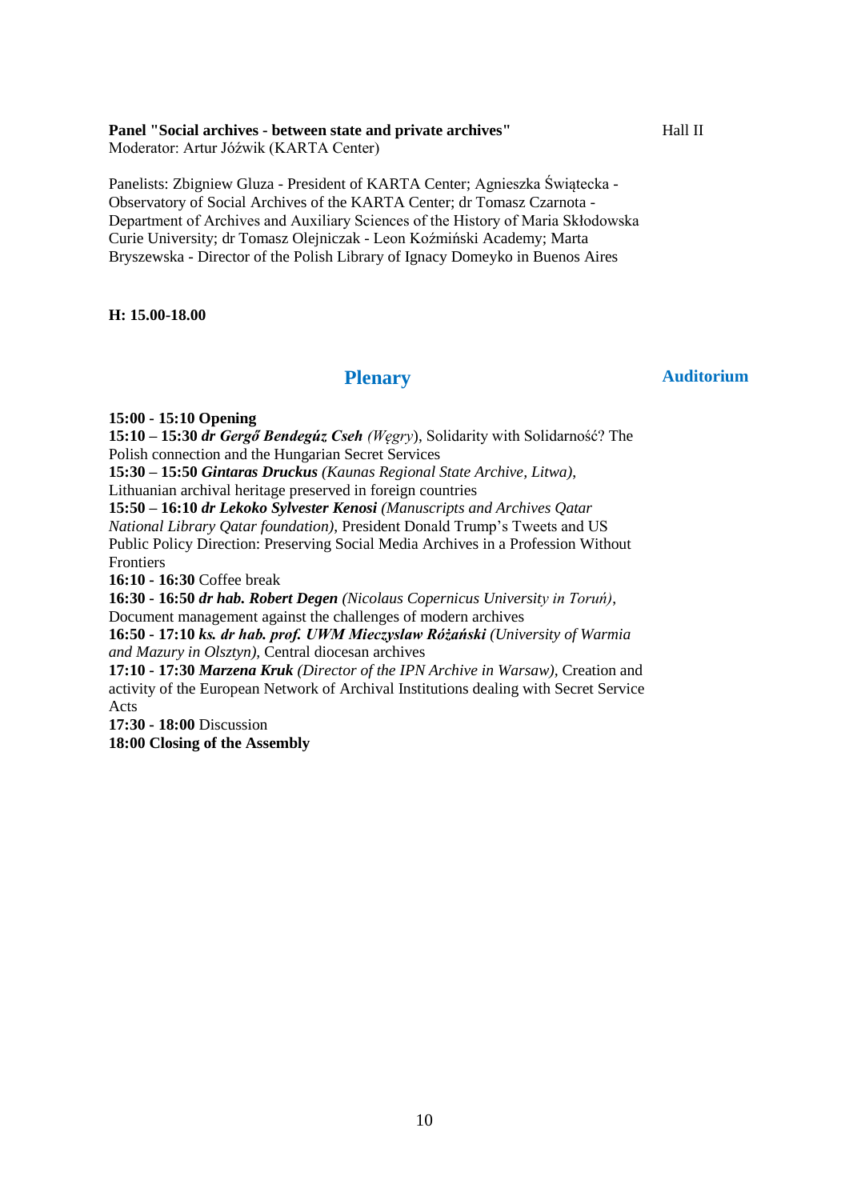**Panel "Social archives - between state and private archives"** Hall II

Moderator: Artur Jóźwik (KARTA Center)

Panelists: Zbigniew Gluza - President of KARTA Center; Agnieszka Świątecka - Observatory of Social Archives of the KARTA Center; dr Tomasz Czarnota - Department of Archives and Auxiliary Sciences of the History of Maria Skłodowska Curie University; dr Tomasz Olejniczak - Leon Koźmiński Academy; Marta Bryszewska - Director of the Polish Library of Ignacy Domeyko in Buenos Aires

**H: 15.00-18.00**

## Plenary

**Auditorium**

**15:00 - 15:10 Opening**
**15:10 – 15:30** ***dr Gergő Bendegúz Cseh*** *(Węgry)*, Solidarity with Solidarność? The Polish connection and the Hungarian Secret Services
**15:30 – 15:50** ***Gintaras Druckus*** *(Kaunas Regional State Archive, Litwa)*, Lithuanian archival heritage preserved in foreign countries
**15:50 – 16:10** ***dr Lekoko Sylvester Kenosi*** *(Manuscripts and Archives Qatar National Library Qatar foundation)*, President Donald Trump's Tweets and US Public Policy Direction: Preserving Social Media Archives in a Profession Without Frontiers
**16:10 - 16:30** Coffee break
**16:30 - 16:50** ***dr hab. Robert Degen*** *(Nicolaus Copernicus University in Toruń)*, Document management against the challenges of modern archives
**16:50 - 17:10** ***ks. dr hab. prof. UWM Mieczyslaw Różański*** *(University of Warmia and Mazury in Olsztyn)*, Central diocesan archives
**17:10 - 17:30** ***Marzena Kruk*** *(Director of the IPN Archive in Warsaw)*, Creation and activity of the European Network of Archival Institutions dealing with Secret Service Acts
**17:30 - 18:00** Discussion
**18:00 Closing of the Assembly**